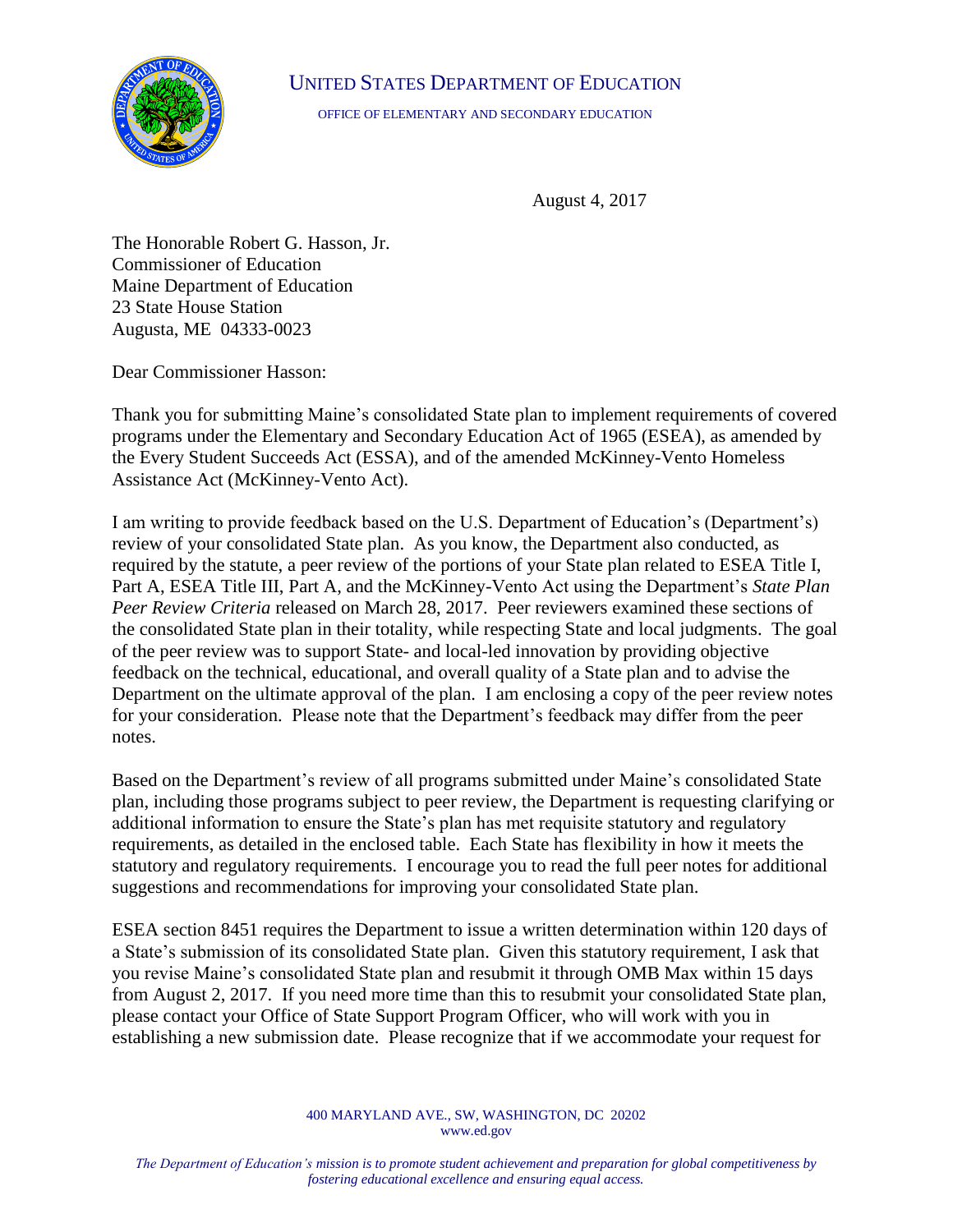# UNITED STATES DEPARTMENT OF EDUCATION

OFFICE OF ELEMENTARY AND SECONDARY EDUCATION

August 4, 2017

The Honorable Robert G. Hasson, Jr.
Commissioner of Education
Maine Department of Education
23 State House Station
Augusta, ME 04333-0023

Dear Commissioner Hasson:

Thank you for submitting Maine's consolidated State plan to implement requirements of covered programs under the Elementary and Secondary Education Act of 1965 (ESEA), as amended by the Every Student Succeeds Act (ESSA), and of the amended McKinney-Vento Homeless Assistance Act (McKinney-Vento Act).

I am writing to provide feedback based on the U.S. Department of Education's (Department's) review of your consolidated State plan. As you know, the Department also conducted, as required by the statute, a peer review of the portions of your State plan related to ESEA Title I, Part A, ESEA Title III, Part A, and the McKinney-Vento Act using the Department's *State Plan Peer Review Criteria* released on March 28, 2017. Peer reviewers examined these sections of the consolidated State plan in their totality, while respecting State and local judgments. The goal of the peer review was to support State- and local-led innovation by providing objective feedback on the technical, educational, and overall quality of a State plan and to advise the Department on the ultimate approval of the plan. I am enclosing a copy of the peer review notes for your consideration. Please note that the Department's feedback may differ from the peer notes.

Based on the Department's review of all programs submitted under Maine's consolidated State plan, including those programs subject to peer review, the Department is requesting clarifying or additional information to ensure the State's plan has met requisite statutory and regulatory requirements, as detailed in the enclosed table. Each State has flexibility in how it meets the statutory and regulatory requirements. I encourage you to read the full peer notes for additional suggestions and recommendations for improving your consolidated State plan.

ESEA section 8451 requires the Department to issue a written determination within 120 days of a State's submission of its consolidated State plan. Given this statutory requirement, I ask that you revise Maine's consolidated State plan and resubmit it through OMB Max within 15 days from August 2, 2017. If you need more time than this to resubmit your consolidated State plan, please contact your Office of State Support Program Officer, who will work with you in establishing a new submission date. Please recognize that if we accommodate your request for

400 MARYLAND AVE., SW, WASHINGTON, DC 20202
www.ed.gov

*The Department of Education's mission is to promote student achievement and preparation for global competitiveness by fostering educational excellence and ensuring equal access.*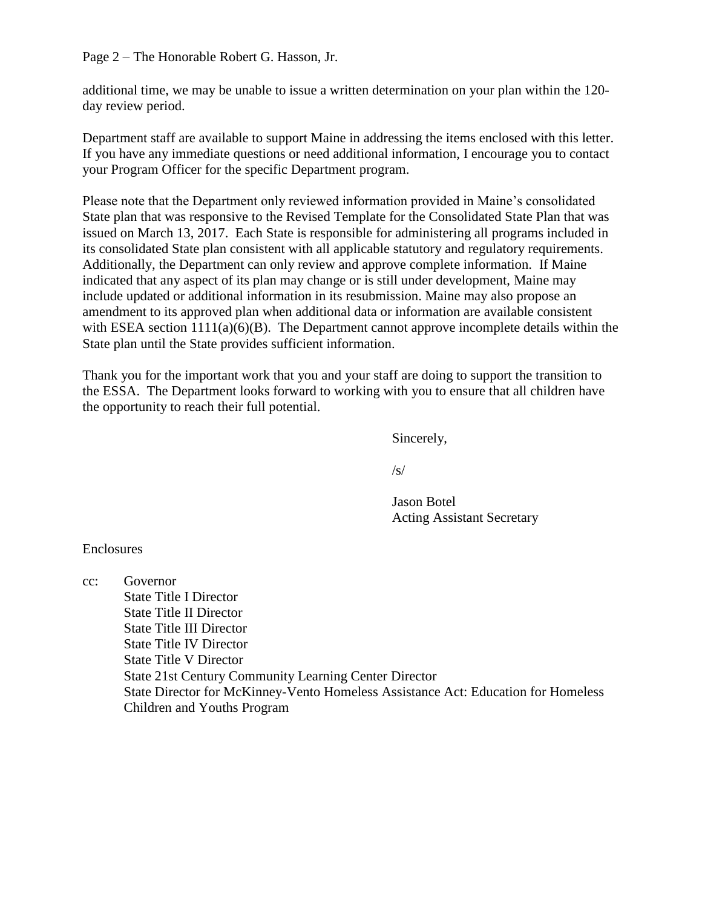additional time, we may be unable to issue a written determination on your plan within the 120-day review period.

Department staff are available to support Maine in addressing the items enclosed with this letter. If you have any immediate questions or need additional information, I encourage you to contact your Program Officer for the specific Department program.

Please note that the Department only reviewed information provided in Maine's consolidated State plan that was responsive to the Revised Template for the Consolidated State Plan that was issued on March 13, 2017. Each State is responsible for administering all programs included in its consolidated State plan consistent with all applicable statutory and regulatory requirements. Additionally, the Department can only review and approve complete information. If Maine indicated that any aspect of its plan may change or is still under development, Maine may include updated or additional information in its resubmission. Maine may also propose an amendment to its approved plan when additional data or information are available consistent with ESEA section 1111(a)(6)(B). The Department cannot approve incomplete details within the State plan until the State provides sufficient information.

Thank you for the important work that you and your staff are doing to support the transition to the ESSA. The Department looks forward to working with you to ensure that all children have the opportunity to reach their full potential.

Sincerely,

/s/

Jason Botel
Acting Assistant Secretary

Enclosures

cc: Governor
State Title I Director
State Title II Director
State Title III Director
State Title IV Director
State Title V Director
State 21st Century Community Learning Center Director
State Director for McKinney-Vento Homeless Assistance Act: Education for Homeless Children and Youths Program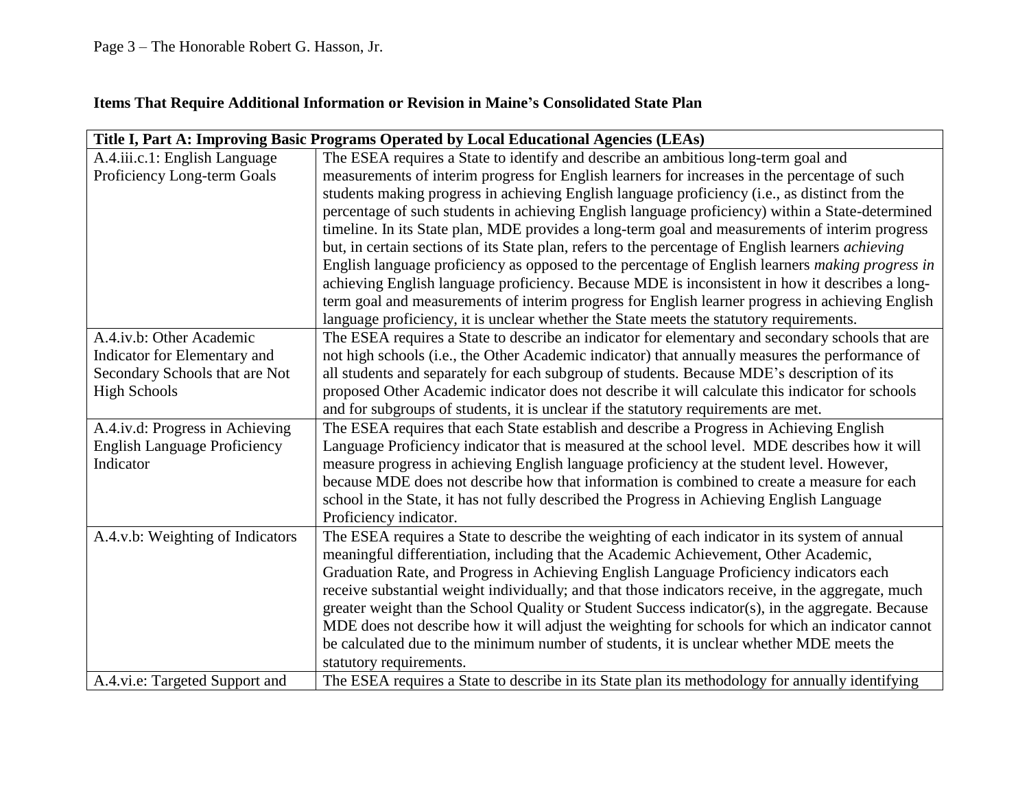## Items That Require Additional Information or Revision in Maine's Consolidated State Plan

| Title I, Part A: Improving Basic Programs Operated by Local Educational Agencies (LEAs) | |
|---|---|
| A.4.iii.c.1: English Language Proficiency Long-term Goals | The ESEA requires a State to identify and describe an ambitious long-term goal and measurements of interim progress for English learners for increases in the percentage of such students making progress in achieving English language proficiency (i.e., as distinct from the percentage of such students in achieving English language proficiency) within a State-determined timeline. In its State plan, MDE provides a long-term goal and measurements of interim progress but, in certain sections of its State plan, refers to the percentage of English learners *achieving* English language proficiency as opposed to the percentage of English learners *making progress in* achieving English language proficiency. Because MDE is inconsistent in how it describes a long-term goal and measurements of interim progress for English learner progress in achieving English language proficiency, it is unclear whether the State meets the statutory requirements. |
| A.4.iv.b: Other Academic Indicator for Elementary and Secondary Schools that are Not High Schools | The ESEA requires a State to describe an indicator for elementary and secondary schools that are not high schools (i.e., the Other Academic indicator) that annually measures the performance of all students and separately for each subgroup of students. Because MDE's description of its proposed Other Academic indicator does not describe it will calculate this indicator for schools and for subgroups of students, it is unclear if the statutory requirements are met. |
| A.4.iv.d: Progress in Achieving English Language Proficiency Indicator | The ESEA requires that each State establish and describe a Progress in Achieving English Language Proficiency indicator that is measured at the school level. MDE describes how it will measure progress in achieving English language proficiency at the student level. However, because MDE does not describe how that information is combined to create a measure for each school in the State, it has not fully described the Progress in Achieving English Language Proficiency indicator. |
| A.4.v.b: Weighting of Indicators | The ESEA requires a State to describe the weighting of each indicator in its system of annual meaningful differentiation, including that the Academic Achievement, Other Academic, Graduation Rate, and Progress in Achieving English Language Proficiency indicators each receive substantial weight individually; and that those indicators receive, in the aggregate, much greater weight than the School Quality or Student Success indicator(s), in the aggregate. Because MDE does not describe how it will adjust the weighting for schools for which an indicator cannot be calculated due to the minimum number of students, it is unclear whether MDE meets the statutory requirements. |
| A.4.vi.e: Targeted Support and | The ESEA requires a State to describe in its State plan its methodology for annually identifying |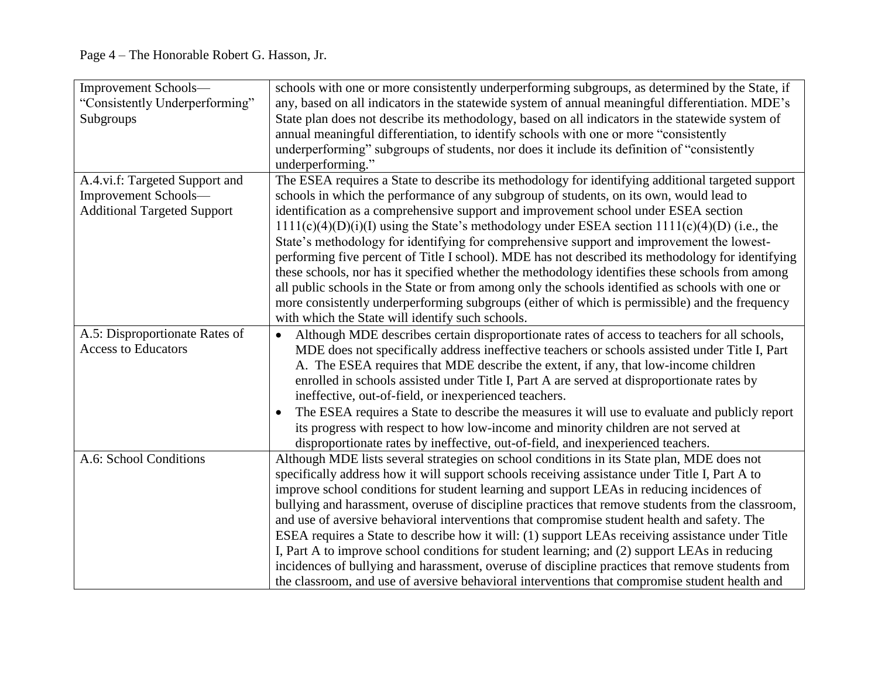| | |
|---|---|
| Improvement Schools—“Consistently Underperforming” Subgroups | schools with one or more consistently underperforming subgroups, as determined by the State, if any, based on all indicators in the statewide system of annual meaningful differentiation. MDE’s State plan does not describe its methodology, based on all indicators in the statewide system of annual meaningful differentiation, to identify schools with one or more “consistently underperforming” subgroups of students, nor does it include its definition of “consistently underperforming.” |
| A.4.vi.f: Targeted Support and Improvement Schools—Additional Targeted Support | The ESEA requires a State to describe its methodology for identifying additional targeted support schools in which the performance of any subgroup of students, on its own, would lead to identification as a comprehensive support and improvement school under ESEA section 1111(c)(4)(D)(i)(I) using the State’s methodology under ESEA section 1111(c)(4)(D) (i.e., the State’s methodology for identifying for comprehensive support and improvement the lowest-performing five percent of Title I school). MDE has not described its methodology for identifying these schools, nor has it specified whether the methodology identifies these schools from among all public schools in the State or from among only the schools identified as schools with one or more consistently underperforming subgroups (either of which is permissible) and the frequency with which the State will identify such schools. |
| A.5: Disproportionate Rates of Access to Educators | • Although MDE describes certain disproportionate rates of access to teachers for all schools, MDE does not specifically address ineffective teachers or schools assisted under Title I, Part A. The ESEA requires that MDE describe the extent, if any, that low-income children enrolled in schools assisted under Title I, Part A are served at disproportionate rates by ineffective, out-of-field, or inexperienced teachers.<br>• The ESEA requires a State to describe the measures it will use to evaluate and publicly report its progress with respect to how low-income and minority children are not served at disproportionate rates by ineffective, out-of-field, and inexperienced teachers. |
| A.6: School Conditions | Although MDE lists several strategies on school conditions in its State plan, MDE does not specifically address how it will support schools receiving assistance under Title I, Part A to improve school conditions for student learning and support LEAs in reducing incidences of bullying and harassment, overuse of discipline practices that remove students from the classroom, and use of aversive behavioral interventions that compromise student health and safety. The ESEA requires a State to describe how it will: (1) support LEAs receiving assistance under Title I, Part A to improve school conditions for student learning; and (2) support LEAs in reducing incidences of bullying and harassment, overuse of discipline practices that remove students from the classroom, and use of aversive behavioral interventions that compromise student health and |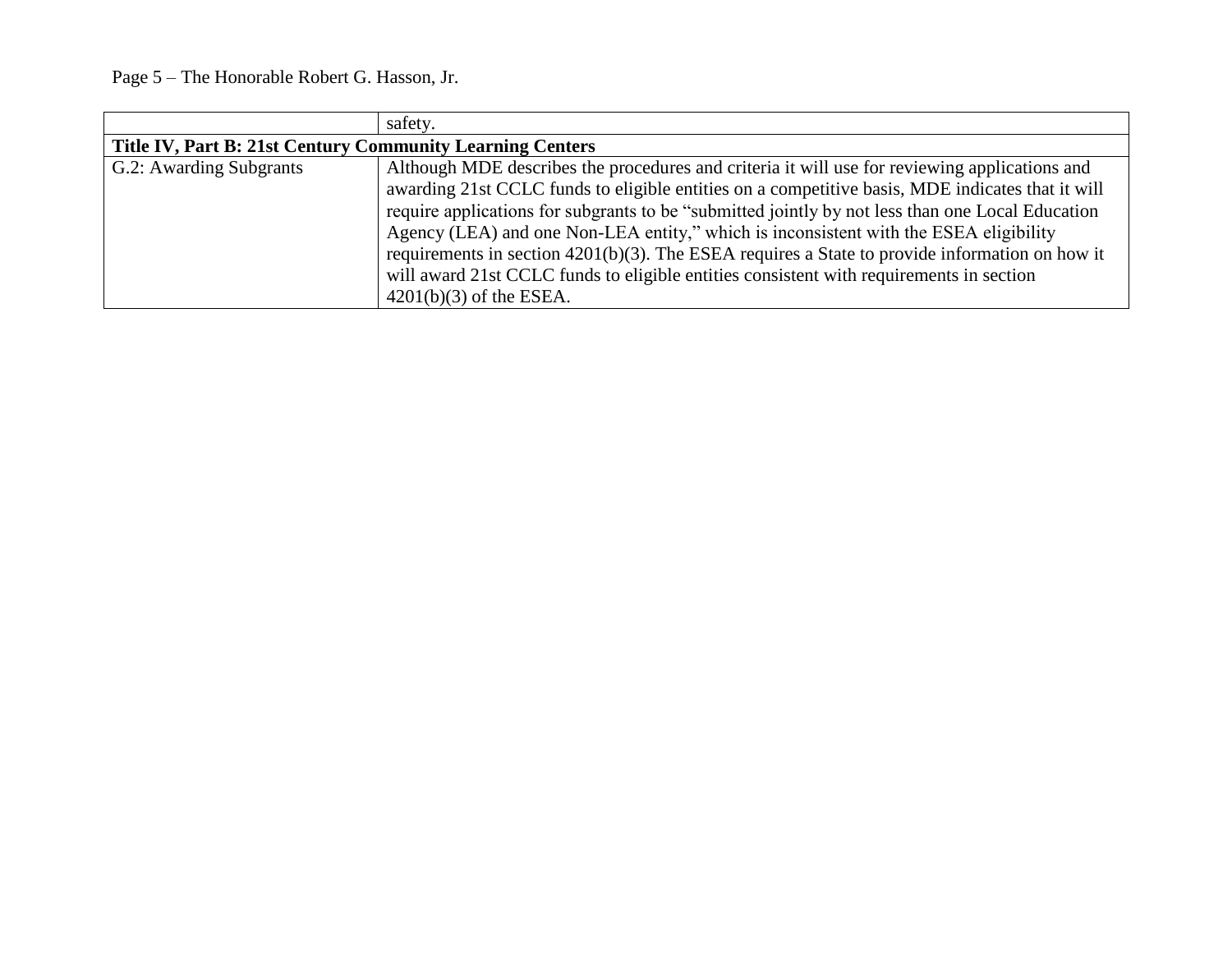| | |
|---|---|
| | safety. |
| **Title IV, Part B: 21st Century Community Learning Centers** | |
| G.2: Awarding Subgrants | Although MDE describes the procedures and criteria it will use for reviewing applications and awarding 21st CCLC funds to eligible entities on a competitive basis, MDE indicates that it will require applications for subgrants to be "submitted jointly by not less than one Local Education Agency (LEA) and one Non-LEA entity," which is inconsistent with the ESEA eligibility requirements in section 4201(b)(3). The ESEA requires a State to provide information on how it will award 21st CCLC funds to eligible entities consistent with requirements in section 4201(b)(3) of the ESEA. |